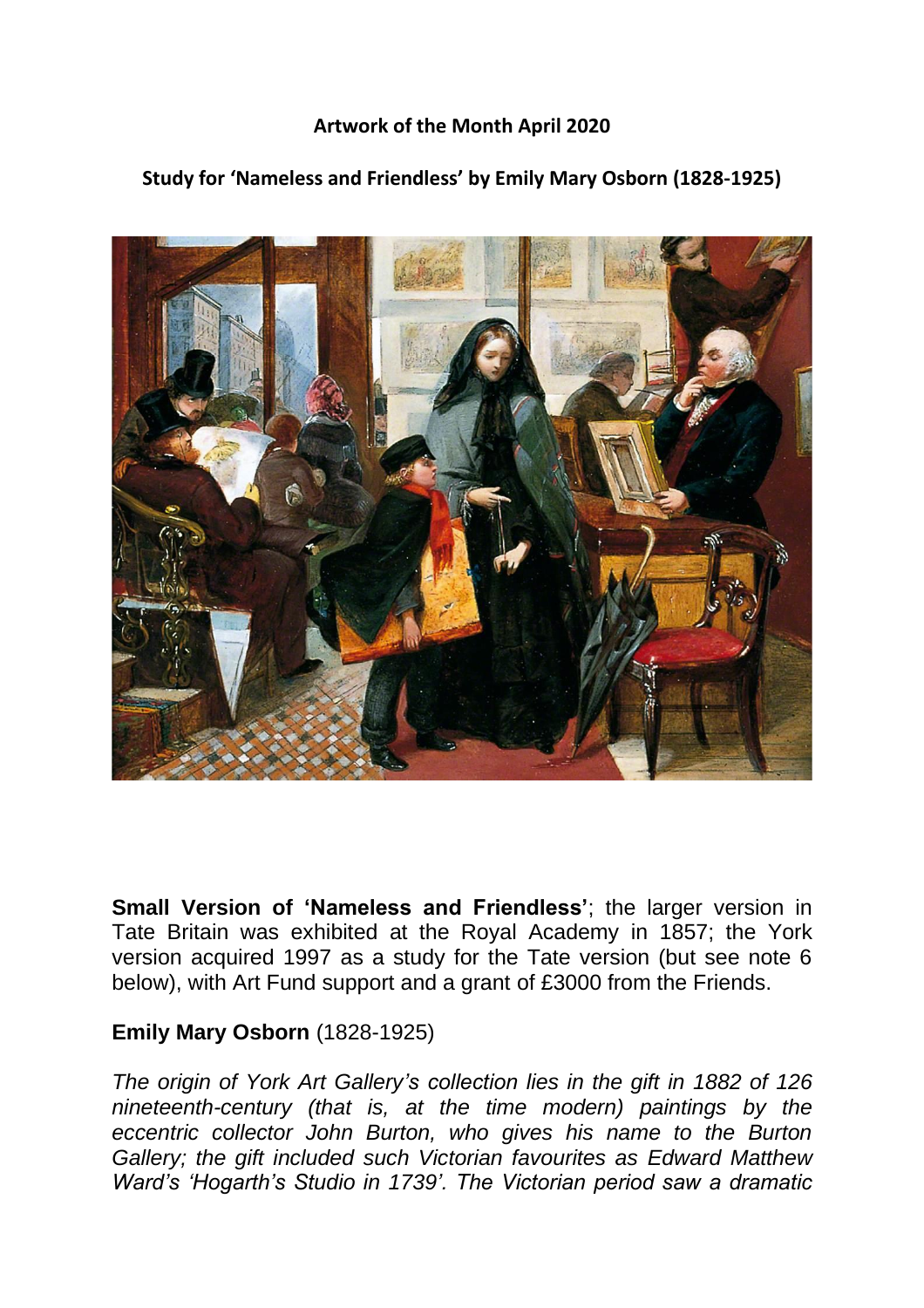**Artwork of the Month April 2020**

**Study for 'Nameless and Friendless' by Emily Mary Osborn (1828-1925)**

**Small Version of 'Nameless and Friendless'**; the larger version in Tate Britain was exhibited at the Royal Academy in 1857; the York version acquired 1997 as a study for the Tate version (but see note 6 below), with Art Fund support and a grant of £3000 from the Friends.

**Emily Mary Osborn** (1828-1925)

*The origin of York Art Gallery's collection lies in the gift in 1882 of 126 nineteenth-century (that is, at the time modern) paintings by the eccentric collector John Burton, who gives his name to the Burton Gallery; the gift included such Victorian favourites as Edward Matthew Ward's 'Hogarth's Studio in 1739'. The Victorian period saw a dramatic*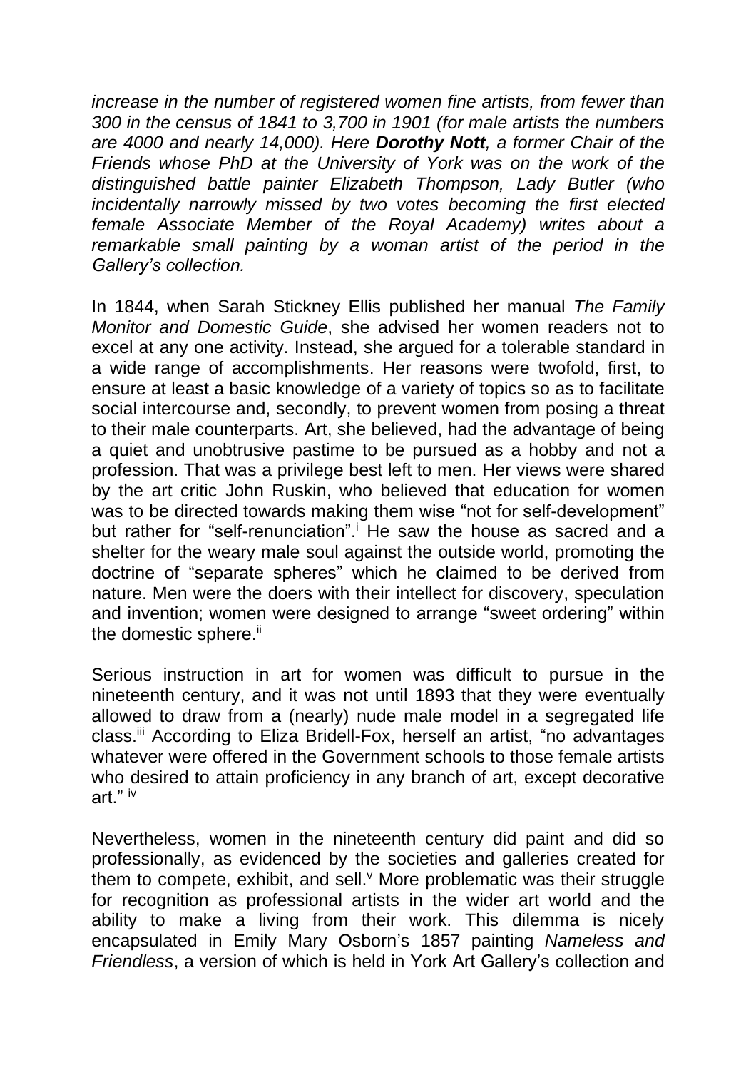*increase in the number of registered women fine artists, from fewer than 300 in the census of 1841 to 3,700 in 1901 (for male artists the numbers are 4000 and nearly 14,000). Here **Dorothy Nott**, a former Chair of the Friends whose PhD at the University of York was on the work of the distinguished battle painter Elizabeth Thompson, Lady Butler (who incidentally narrowly missed by two votes becoming the first elected female Associate Member of the Royal Academy) writes about a remarkable small painting by a woman artist of the period in the Gallery's collection.*

In 1844, when Sarah Stickney Ellis published her manual *The Family Monitor and Domestic Guide*, she advised her women readers not to excel at any one activity. Instead, she argued for a tolerable standard in a wide range of accomplishments. Her reasons were twofold, first, to ensure at least a basic knowledge of a variety of topics so as to facilitate social intercourse and, secondly, to prevent women from posing a threat to their male counterparts. Art, she believed, had the advantage of being a quiet and unobtrusive pastime to be pursued as a hobby and not a profession. That was a privilege best left to men. Her views were shared by the art critic John Ruskin, who believed that education for women was to be directed towards making them wise "not for self-development" but rather for "self-renunciation".[i] He saw the house as sacred and a shelter for the weary male soul against the outside world, promoting the doctrine of "separate spheres" which he claimed to be derived from nature. Men were the doers with their intellect for discovery, speculation and invention; women were designed to arrange "sweet ordering" within the domestic sphere.[ii]

Serious instruction in art for women was difficult to pursue in the nineteenth century, and it was not until 1893 that they were eventually allowed to draw from a (nearly) nude male model in a segregated life class.[iii] According to Eliza Bridell-Fox, herself an artist, "no advantages whatever were offered in the Government schools to those female artists who desired to attain proficiency in any branch of art, except decorative art." [iv]

Nevertheless, women in the nineteenth century did paint and did so professionally, as evidenced by the societies and galleries created for them to compete, exhibit, and sell.[v] More problematic was their struggle for recognition as professional artists in the wider art world and the ability to make a living from their work. This dilemma is nicely encapsulated in Emily Mary Osborn's 1857 painting *Nameless and Friendless*, a version of which is held in York Art Gallery's collection and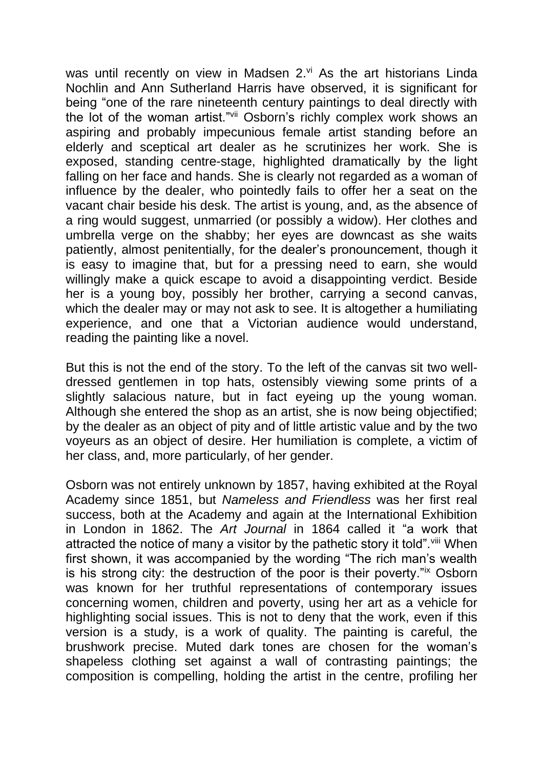was until recently on view in Madsen 2.[vi] As the art historians Linda Nochlin and Ann Sutherland Harris have observed, it is significant for being "one of the rare nineteenth century paintings to deal directly with the lot of the woman artist."[vii] Osborn's richly complex work shows an aspiring and probably impecunious female artist standing before an elderly and sceptical art dealer as he scrutinizes her work. She is exposed, standing centre-stage, highlighted dramatically by the light falling on her face and hands. She is clearly not regarded as a woman of influence by the dealer, who pointedly fails to offer her a seat on the vacant chair beside his desk. The artist is young, and, as the absence of a ring would suggest, unmarried (or possibly a widow). Her clothes and umbrella verge on the shabby; her eyes are downcast as she waits patiently, almost penitentially, for the dealer's pronouncement, though it is easy to imagine that, but for a pressing need to earn, she would willingly make a quick escape to avoid a disappointing verdict. Beside her is a young boy, possibly her brother, carrying a second canvas, which the dealer may or may not ask to see. It is altogether a humiliating experience, and one that a Victorian audience would understand, reading the painting like a novel.

But this is not the end of the story. To the left of the canvas sit two well-dressed gentlemen in top hats, ostensibly viewing some prints of a slightly salacious nature, but in fact eyeing up the young woman. Although she entered the shop as an artist, she is now being objectified; by the dealer as an object of pity and of little artistic value and by the two voyeurs as an object of desire. Her humiliation is complete, a victim of her class, and, more particularly, of her gender.

Osborn was not entirely unknown by 1857, having exhibited at the Royal Academy since 1851, but *Nameless and Friendless* was her first real success, both at the Academy and again at the International Exhibition in London in 1862. The *Art Journal* in 1864 called it "a work that attracted the notice of many a visitor by the pathetic story it told".[viii] When first shown, it was accompanied by the wording "The rich man's wealth is his strong city: the destruction of the poor is their poverty."[ix] Osborn was known for her truthful representations of contemporary issues concerning women, children and poverty, using her art as a vehicle for highlighting social issues. This is not to deny that the work, even if this version is a study, is a work of quality. The painting is careful, the brushwork precise. Muted dark tones are chosen for the woman's shapeless clothing set against a wall of contrasting paintings; the composition is compelling, holding the artist in the centre, profiling her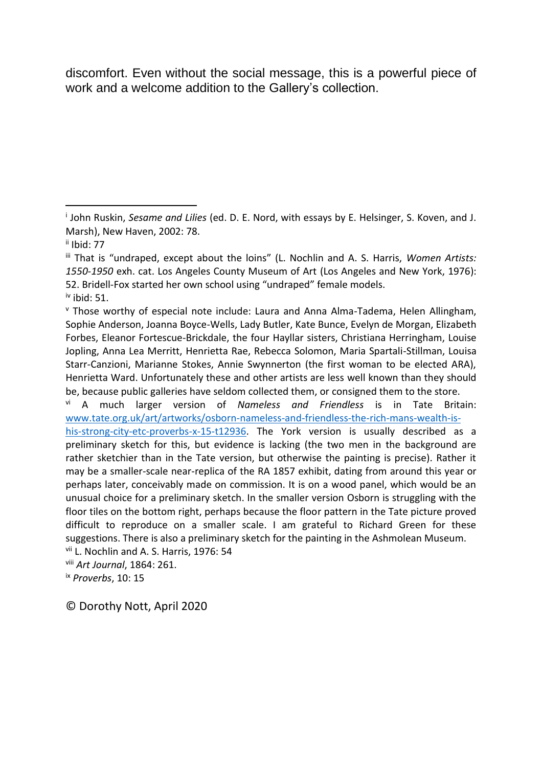discomfort. Even without the social message, this is a powerful piece of work and a welcome addition to the Gallery's collection.

---

[i] John Ruskin, *Sesame and Lilies* (ed. D. E. Nord, with essays by E. Helsinger, S. Koven, and J. Marsh), New Haven, 2002: 78.

[ii] Ibid: 77

[iii] That is "undraped, except about the loins" (L. Nochlin and A. S. Harris, *Women Artists: 1550-1950* exh. cat. Los Angeles County Museum of Art (Los Angeles and New York, 1976): 52. Bridell-Fox started her own school using "undraped" female models.

[iv] ibid: 51.

[v] Those worthy of especial note include: Laura and Anna Alma-Tadema, Helen Allingham, Sophie Anderson, Joanna Boyce-Wells, Lady Butler, Kate Bunce, Evelyn de Morgan, Elizabeth Forbes, Eleanor Fortescue-Brickdale, the four Hayllar sisters, Christiana Herringham, Louise Jopling, Anna Lea Merritt, Henrietta Rae, Rebecca Solomon, Maria Spartali-Stillman, Louisa Starr-Canzioni, Marianne Stokes, Annie Swynnerton (the first woman to be elected ARA), Henrietta Ward. Unfortunately these and other artists are less well known than they should be, because public galleries have seldom collected them, or consigned them to the store.

[vi] A much larger version of *Nameless and Friendless* is in Tate Britain: www.tate.org.uk/art/artworks/osborn-nameless-and-friendless-the-rich-mans-wealth-is-his-strong-city-etc-proverbs-x-15-t12936. The York version is usually described as a preliminary sketch for this, but evidence is lacking (the two men in the background are rather sketchier than in the Tate version, but otherwise the painting is precise). Rather it may be a smaller-scale near-replica of the RA 1857 exhibit, dating from around this year or perhaps later, conceivably made on commission. It is on a wood panel, which would be an unusual choice for a preliminary sketch. In the smaller version Osborn is struggling with the floor tiles on the bottom right, perhaps because the floor pattern in the Tate picture proved difficult to reproduce on a smaller scale. I am grateful to Richard Green for these suggestions. There is also a preliminary sketch for the painting in the Ashmolean Museum.

[vii] L. Nochlin and A. S. Harris, 1976: 54

[viii] *Art Journal*, 1864: 261.

[ix] *Proverbs*, 10: 15

© Dorothy Nott, April 2020